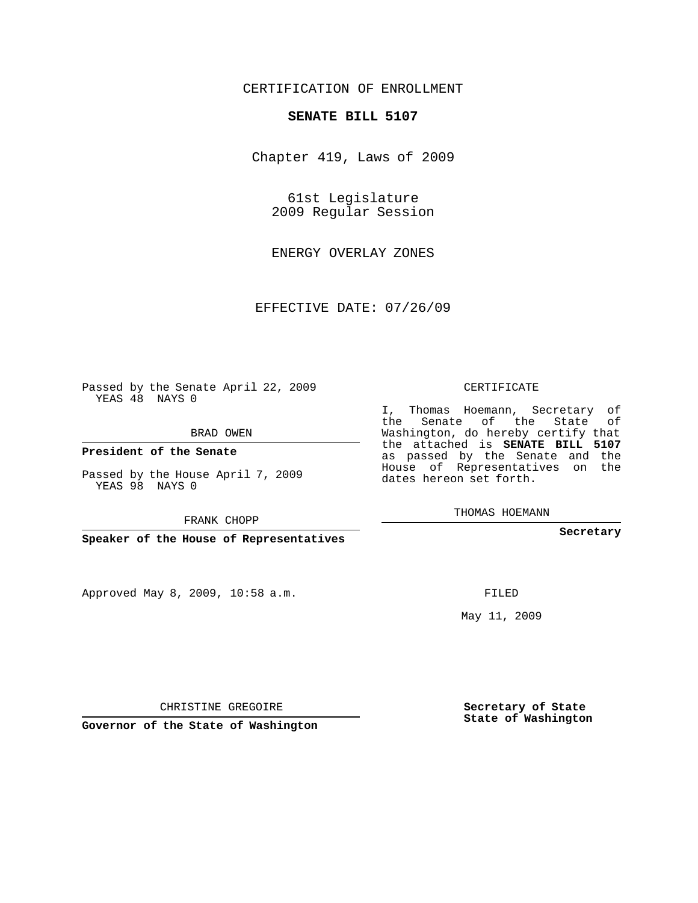CERTIFICATION OF ENROLLMENT

**SENATE BILL 5107**

Chapter 419, Laws of 2009

61st Legislature
2009 Regular Session

ENERGY OVERLAY ZONES

EFFECTIVE DATE: 07/26/09

Passed by the Senate April 22, 2009
YEAS 48 NAYS 0

BRAD OWEN

**President of the Senate**

Passed by the House April 7, 2009
YEAS 98 NAYS 0

FRANK CHOPP

**Speaker of the House of Representatives**

CERTIFICATE

I, Thomas Hoemann, Secretary of the Senate of the State of Washington, do hereby certify that the attached is **SENATE BILL 5107** as passed by the Senate and the House of Representatives on the dates hereon set forth.

THOMAS HOEMANN

**Secretary**

Approved May 8, 2009, 10:58 a.m.

FILED

May 11, 2009

CHRISTINE GREGOIRE

**Governor of the State of Washington**

**Secretary of State**
**State of Washington**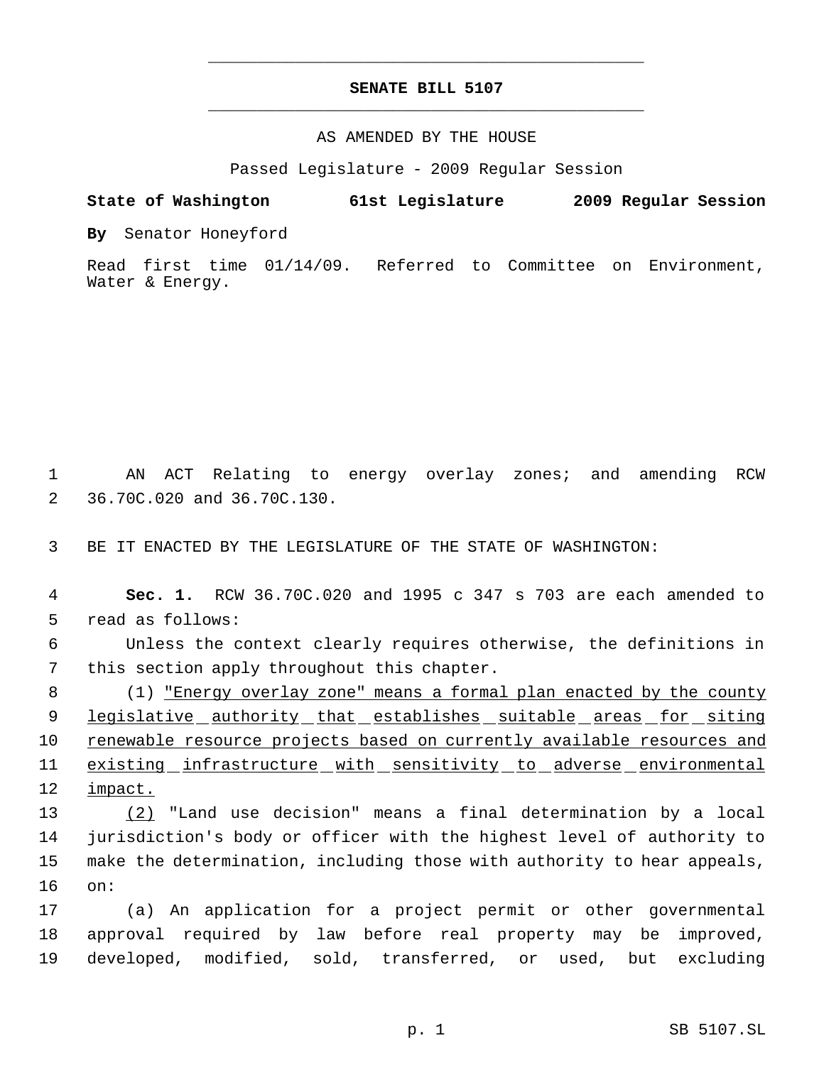# SENATE BILL 5107

AS AMENDED BY THE HOUSE

Passed Legislature - 2009 Regular Session

**State of Washington 61st Legislature 2009 Regular Session**

**By** Senator Honeyford

Read first time 01/14/09. Referred to Committee on Environment, Water & Energy.

AN ACT Relating to energy overlay zones; and amending RCW 36.70C.020 and 36.70C.130.

BE IT ENACTED BY THE LEGISLATURE OF THE STATE OF WASHINGTON:

**Sec. 1.** RCW 36.70C.020 and 1995 c 347 s 703 are each amended to read as follows:

Unless the context clearly requires otherwise, the definitions in this section apply throughout this chapter.

(1) <u>"Energy overlay zone" means a formal plan enacted by the county legislative authority that establishes suitable areas for siting renewable resource projects based on currently available resources and existing infrastructure with sensitivity to adverse environmental impact.</u>

<u>(2)</u> "Land use decision" means a final determination by a local jurisdiction's body or officer with the highest level of authority to make the determination, including those with authority to hear appeals, on:

(a) An application for a project permit or other governmental approval required by law before real property may be improved, developed, modified, sold, transferred, or used, but excluding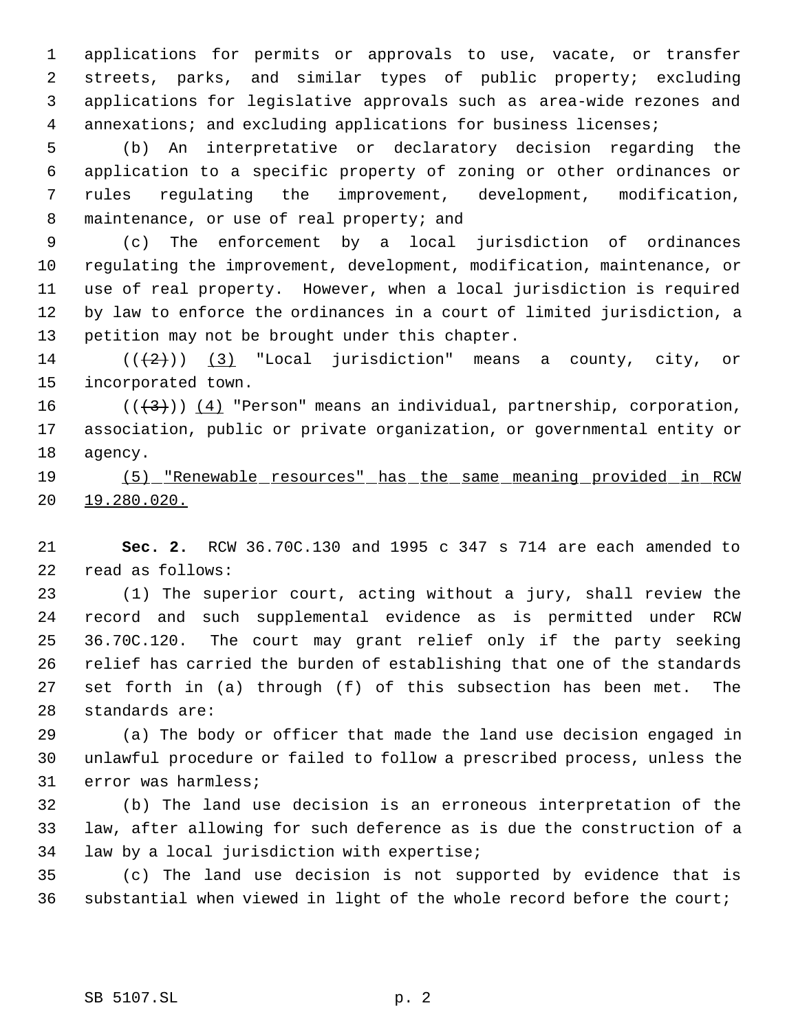applications for permits or approvals to use, vacate, or transfer streets, parks, and similar types of public property; excluding applications for legislative approvals such as area-wide rezones and annexations; and excluding applications for business licenses;

(b) An interpretative or declaratory decision regarding the application to a specific property of zoning or other ordinances or rules regulating the improvement, development, modification, maintenance, or use of real property; and

(c) The enforcement by a local jurisdiction of ordinances regulating the improvement, development, modification, maintenance, or use of real property. However, when a local jurisdiction is required by law to enforce the ordinances in a court of limited jurisdiction, a petition may not be brought under this chapter.

~~((~~(2)~~))~~ <u>(3)</u> "Local jurisdiction" means a county, city, or incorporated town.

~~((~~(3)~~))~~ <u>(4)</u> "Person" means an individual, partnership, corporation, association, public or private organization, or governmental entity or agency.

<u>(5) "Renewable resources" has the same meaning provided in RCW 19.280.020.</u>

**Sec. 2.** RCW 36.70C.130 and 1995 c 347 s 714 are each amended to read as follows:

(1) The superior court, acting without a jury, shall review the record and such supplemental evidence as is permitted under RCW 36.70C.120. The court may grant relief only if the party seeking relief has carried the burden of establishing that one of the standards set forth in (a) through (f) of this subsection has been met. The standards are:

(a) The body or officer that made the land use decision engaged in unlawful procedure or failed to follow a prescribed process, unless the error was harmless;

(b) The land use decision is an erroneous interpretation of the law, after allowing for such deference as is due the construction of a law by a local jurisdiction with expertise;

(c) The land use decision is not supported by evidence that is substantial when viewed in light of the whole record before the court;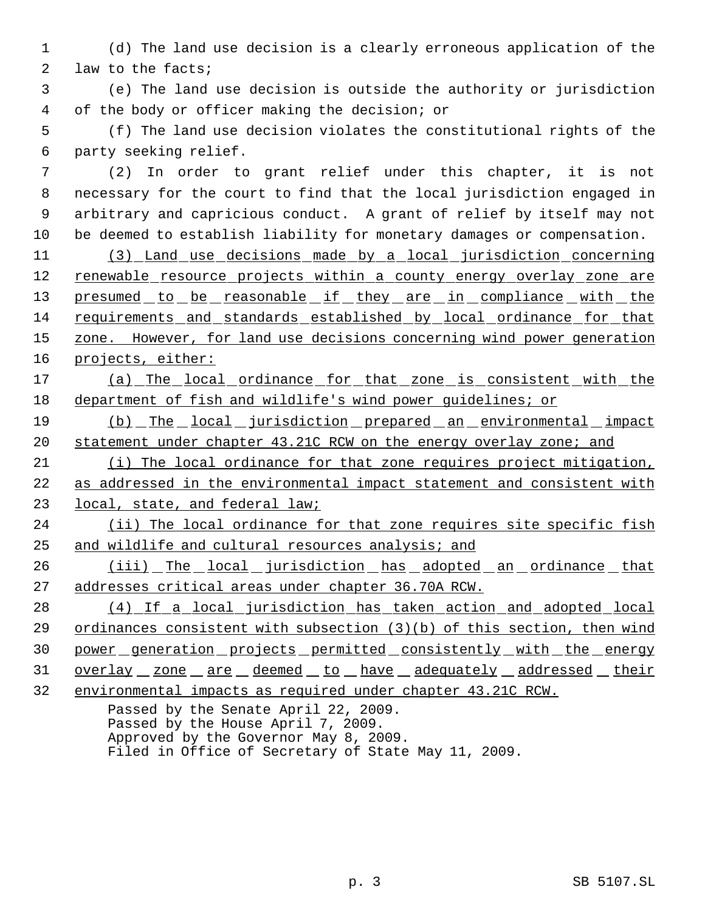(d) The land use decision is a clearly erroneous application of the law to the facts;

(e) The land use decision is outside the authority or jurisdiction of the body or officer making the decision; or

(f) The land use decision violates the constitutional rights of the party seeking relief.

(2) In order to grant relief under this chapter, it is not necessary for the court to find that the local jurisdiction engaged in arbitrary and capricious conduct. A grant of relief by itself may not be deemed to establish liability for monetary damages or compensation.

(3) Land use decisions made by a local jurisdiction concerning renewable resource projects within a county energy overlay zone are presumed to be reasonable if they are in compliance with the requirements and standards established by local ordinance for that zone. However, for land use decisions concerning wind power generation projects, either:

(a) The local ordinance for that zone is consistent with the department of fish and wildlife's wind power guidelines; or

(b) The local jurisdiction prepared an environmental impact statement under chapter 43.21C RCW on the energy overlay zone; and

(i) The local ordinance for that zone requires project mitigation, as addressed in the environmental impact statement and consistent with local, state, and federal law;

(ii) The local ordinance for that zone requires site specific fish and wildlife and cultural resources analysis; and

(iii) The local jurisdiction has adopted an ordinance that addresses critical areas under chapter 36.70A RCW.

(4) If a local jurisdiction has taken action and adopted local ordinances consistent with subsection (3)(b) of this section, then wind power generation projects permitted consistently with the energy overlay zone are deemed to have adequately addressed their environmental impacts as required under chapter 43.21C RCW.

Passed by the Senate April 22, 2009.
Passed by the House April 7, 2009.
Approved by the Governor May 8, 2009.
Filed in Office of Secretary of State May 11, 2009.